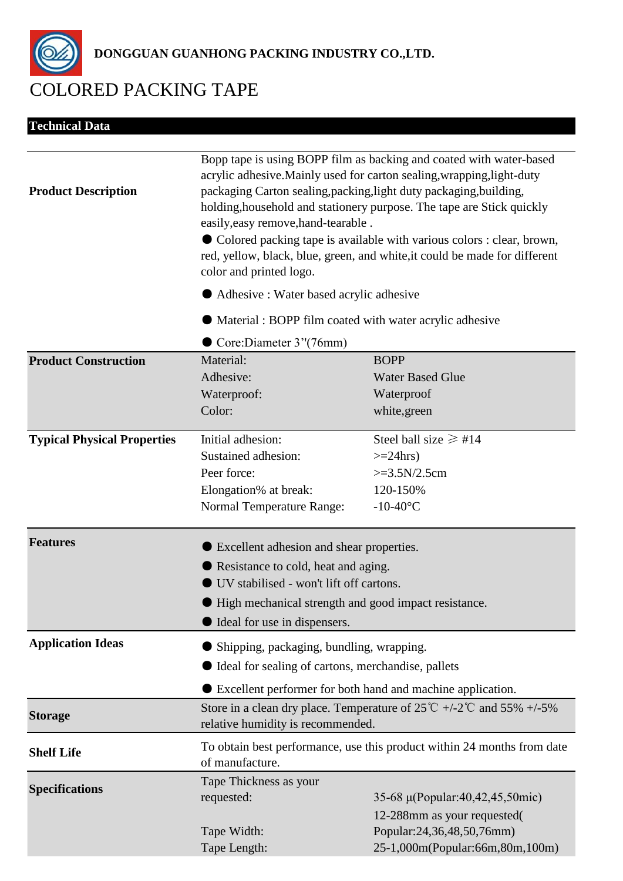**DONGGUAN GUANHONG PACKING INDUSTRY CO.,LTD.**

# COLORED PACKING TAPE

## Technical Data

**Product Description**

Bopp tape is using BOPP film as backing and coated with water-based acrylic adhesive.Mainly used for carton sealing,wrapping,light-duty packaging Carton sealing,packing,light duty packaging,building, holding,household and stationery purpose. The tape are Stick quickly easily,easy remove,hand-tearable .

- Colored packing tape is available with various colors : clear, brown, red, yellow, black, blue, green, and white,it could be made for different color and printed logo.
- Adhesive : Water based acrylic adhesive
- Material : BOPP film coated with water acrylic adhesive
- Core:Diameter 3''(76mm)

**Product Construction**

| | |
|---|---|
| Material: | BOPP |
| Adhesive: | Water Based Glue |
| Waterproof: | Waterproof |
| Color: | white,green |

**Typical Physical Properties**

| | |
|---|---|
| Initial adhesion: | Steel ball size ⩾ #14 |
| Sustained adhesion: | >=24hrs) |
| Peer force: | >=3.5N/2.5cm |
| Elongation% at break: | 120-150% |
| Normal Temperature Range: | -10-40°C |

**Features**

- Excellent adhesion and shear properties.
- Resistance to cold, heat and aging.
- UV stabilised - won't lift off cartons.
- High mechanical strength and good impact resistance.
- Ideal for use in dispensers.

**Application Ideas**

- Shipping, packaging, bundling, wrapping.
- Ideal for sealing of cartons, merchandise, pallets
- Excellent performer for both hand and machine application.

**Storage**

Store in a clean dry place. Temperature of 25℃ +/-2℃ and 55% +/-5% relative humidity is recommended.

**Shelf Life**

To obtain best performance, use this product within 24 months from date of manufacture.

**Specifications**

| | |
|---|---|
| Tape Thickness as your requested: | 35-68 μ(Popular:40,42,45,50mic) |
| Tape Width: | 12-288mm as your requested( Popular:24,36,48,50,76mm) |
| Tape Length: | 25-1,000m(Popular:66m,80m,100m) |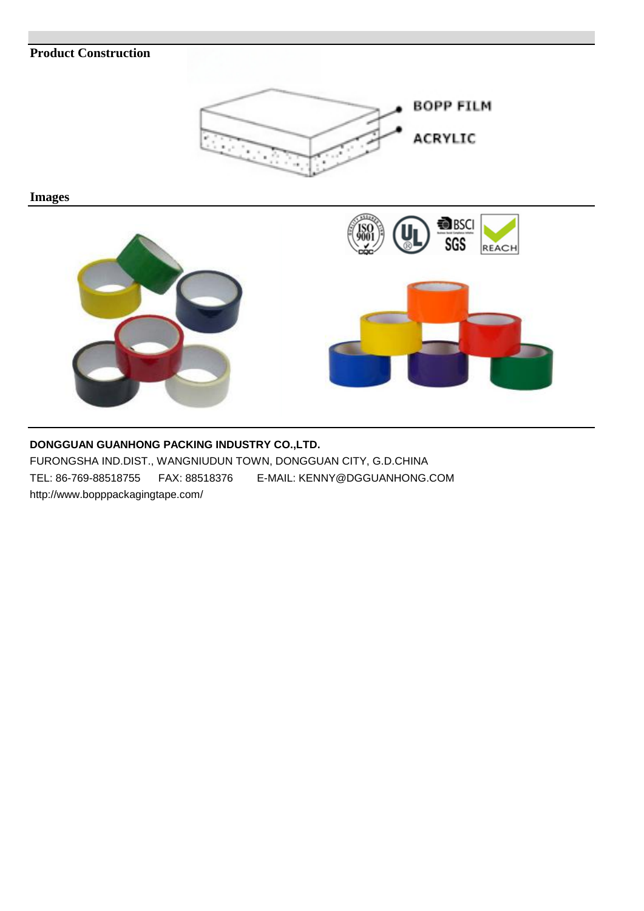## Product Construction

BOPP FILM

ACRYLIC

## Images

**DONGGUAN GUANHONG PACKING INDUSTRY CO.,LTD.**

FURONGSHA IND.DIST., WANGNIUDUN TOWN, DONGGUAN CITY, G.D.CHINA

TEL: 86-769-88518755   FAX: 88518376   E-MAIL: KENNY@DGGUANHONG.COM

http://www.bopppackagingtape.com/